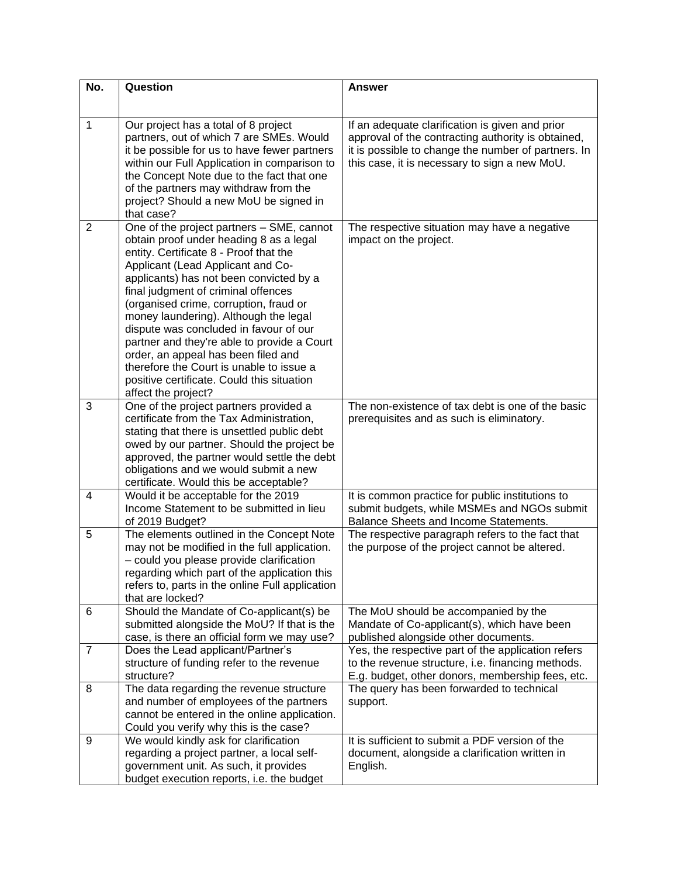| No. | Question | Answer |
|---|---|---|
| 1 | Our project has a total of 8 project partners, out of which 7 are SMEs. Would it be possible for us to have fewer partners within our Full Application in comparison to the Concept Note due to the fact that one of the partners may withdraw from the project? Should a new MoU be signed in that case? | If an adequate clarification is given and prior approval of the contracting authority is obtained, it is possible to change the number of partners. In this case, it is necessary to sign a new MoU. |
| 2 | One of the project partners – SME, cannot obtain proof under heading 8 as a legal entity. Certificate 8 - Proof that the Applicant (Lead Applicant and Co-applicants) has not been convicted by a final judgment of criminal offences (organised crime, corruption, fraud or money laundering). Although the legal dispute was concluded in favour of our partner and they're able to provide a Court order, an appeal has been filed and therefore the Court is unable to issue a positive certificate. Could this situation affect the project? | The respective situation may have a negative impact on the project. |
| 3 | One of the project partners provided a certificate from the Tax Administration, stating that there is unsettled public debt owed by our partner. Should the project be approved, the partner would settle the debt obligations and we would submit a new certificate. Would this be acceptable? | The non-existence of tax debt is one of the basic prerequisites and as such is eliminatory. |
| 4 | Would it be acceptable for the 2019 Income Statement to be submitted in lieu of 2019 Budget? | It is common practice for public institutions to submit budgets, while MSMEs and NGOs submit Balance Sheets and Income Statements. |
| 5 | The elements outlined in the Concept Note may not be modified in the full application. – could you please provide clarification regarding which part of the application this refers to, parts in the online Full application that are locked? | The respective paragraph refers to the fact that the purpose of the project cannot be altered. |
| 6 | Should the Mandate of Co-applicant(s) be submitted alongside the MoU? If that is the case, is there an official form we may use? | The MoU should be accompanied by the Mandate of Co-applicant(s), which have been published alongside other documents. |
| 7 | Does the Lead applicant/Partner's structure of funding refer to the revenue structure? | Yes, the respective part of the application refers to the revenue structure, i.e. financing methods. E.g. budget, other donors, membership fees, etc. |
| 8 | The data regarding the revenue structure and number of employees of the partners cannot be entered in the online application. Could you verify why this is the case? | The query has been forwarded to technical support. |
| 9 | We would kindly ask for clarification regarding a project partner, a local self-government unit. As such, it provides budget execution reports, i.e. the budget | It is sufficient to submit a PDF version of the document, alongside a clarification written in English. |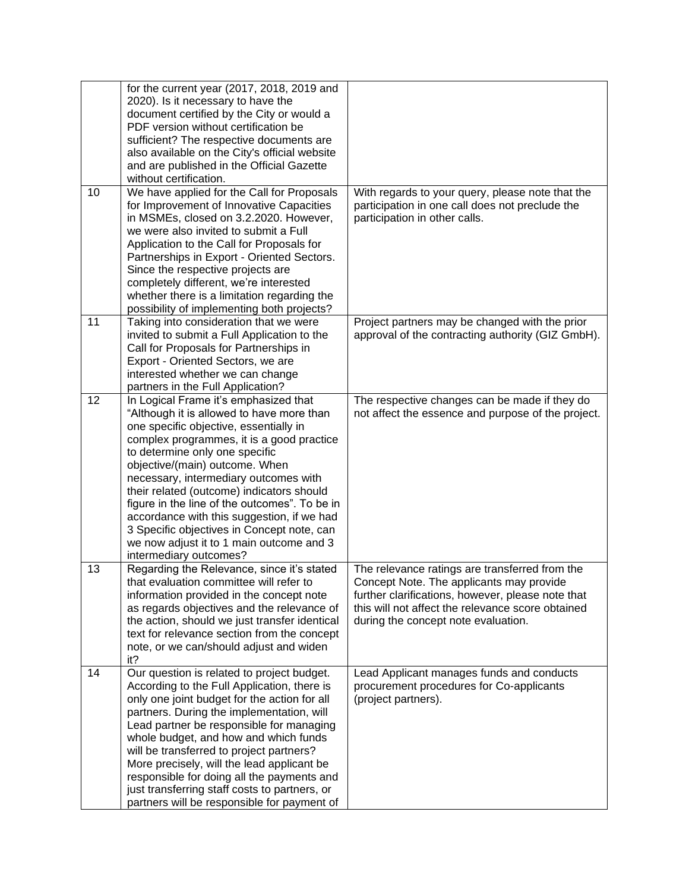| | | |
|---|---|---|
| | for the current year (2017, 2018, 2019 and 2020). Is it necessary to have the document certified by the City or would a PDF version without certification be sufficient? The respective documents are also available on the City's official website and are published in the Official Gazette without certification. | |
| 10 | We have applied for the Call for Proposals for Improvement of Innovative Capacities in MSMEs, closed on 3.2.2020. However, we were also invited to submit a Full Application to the Call for Proposals for Partnerships in Export - Oriented Sectors. Since the respective projects are completely different, we're interested whether there is a limitation regarding the possibility of implementing both projects? | With regards to your query, please note that the participation in one call does not preclude the participation in other calls. |
| 11 | Taking into consideration that we were invited to submit a Full Application to the Call for Proposals for Partnerships in Export - Oriented Sectors, we are interested whether we can change partners in the Full Application? | Project partners may be changed with the prior approval of the contracting authority (GIZ GmbH). |
| 12 | In Logical Frame it's emphasized that "Although it is allowed to have more than one specific objective, essentially in complex programmes, it is a good practice to determine only one specific objective/(main) outcome. When necessary, intermediary outcomes with their related (outcome) indicators should figure in the line of the outcomes". To be in accordance with this suggestion, if we had 3 Specific objectives in Concept note, can we now adjust it to 1 main outcome and 3 intermediary outcomes? | The respective changes can be made if they do not affect the essence and purpose of the project. |
| 13 | Regarding the Relevance, since it's stated that evaluation committee will refer to information provided in the concept note as regards objectives and the relevance of the action, should we just transfer identical text for relevance section from the concept note, or we can/should adjust and widen it? | The relevance ratings are transferred from the Concept Note. The applicants may provide further clarifications, however, please note that this will not affect the relevance score obtained during the concept note evaluation. |
| 14 | Our question is related to project budget. According to the Full Application, there is only one joint budget for the action for all partners. During the implementation, will Lead partner be responsible for managing whole budget, and how and which funds will be transferred to project partners? More precisely, will the lead applicant be responsible for doing all the payments and just transferring staff costs to partners, or partners will be responsible for payment of | Lead Applicant manages funds and conducts procurement procedures for Co-applicants (project partners). |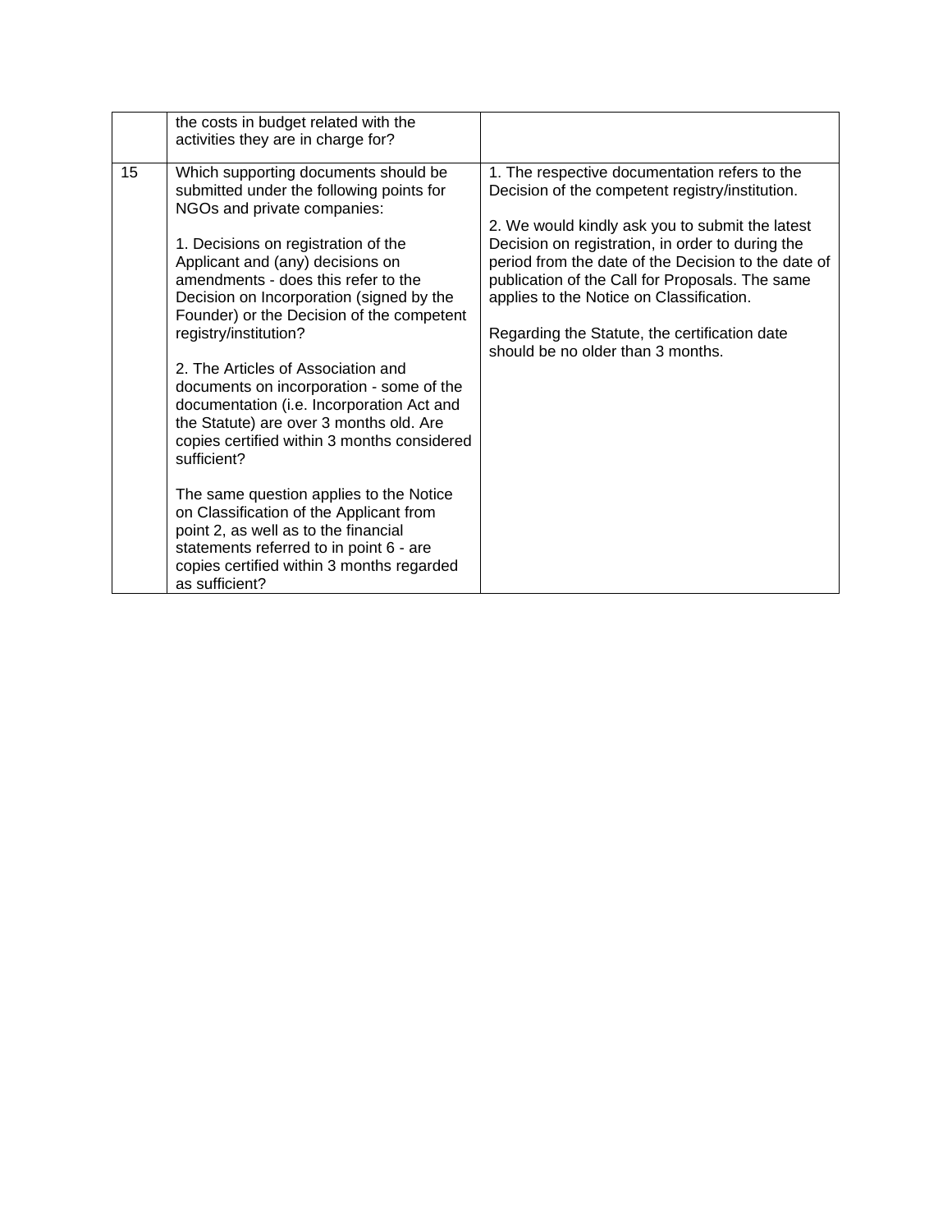| | | |
|---|---|---|
| | the costs in budget related with the activities they are in charge for? | |
| 15 | Which supporting documents should be submitted under the following points for NGOs and private companies:<br><br>1. Decisions on registration of the Applicant and (any) decisions on amendments - does this refer to the Decision on Incorporation (signed by the Founder) or the Decision of the competent registry/institution?<br><br>2. The Articles of Association and documents on incorporation - some of the documentation (i.e. Incorporation Act and the Statute) are over 3 months old. Are copies certified within 3 months considered sufficient?<br><br>The same question applies to the Notice on Classification of the Applicant from point 2, as well as to the financial statements referred to in point 6 - are copies certified within 3 months regarded as sufficient? | 1. The respective documentation refers to the Decision of the competent registry/institution.<br><br>2. We would kindly ask you to submit the latest Decision on registration, in order to during the period from the date of the Decision to the date of publication of the Call for Proposals. The same applies to the Notice on Classification.<br><br>Regarding the Statute, the certification date should be no older than 3 months. |